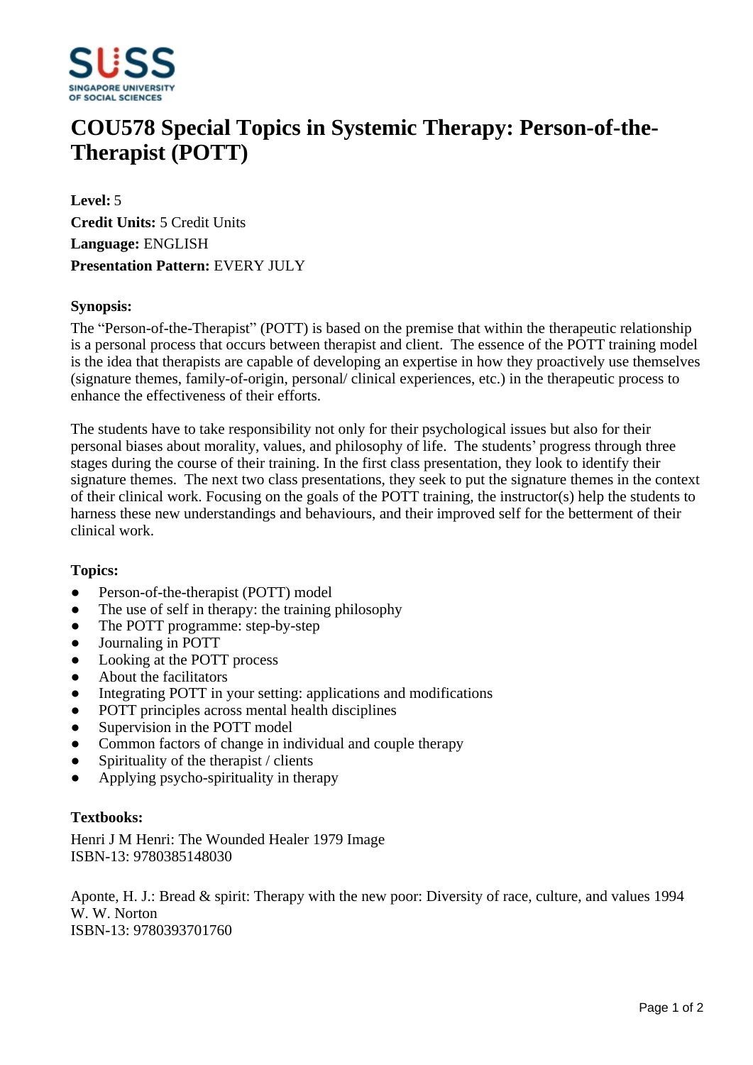# COU578 Special Topics in Systemic Therapy: Person-of-the-Therapist (POTT)

**Level:** 5
**Credit Units:** 5 Credit Units
**Language:** ENGLISH
**Presentation Pattern:** EVERY JULY

### Synopsis:

The "Person-of-the-Therapist" (POTT) is based on the premise that within the therapeutic relationship is a personal process that occurs between therapist and client. The essence of the POTT training model is the idea that therapists are capable of developing an expertise in how they proactively use themselves (signature themes, family-of-origin, personal/ clinical experiences, etc.) in the therapeutic process to enhance the effectiveness of their efforts.

The students have to take responsibility not only for their psychological issues but also for their personal biases about morality, values, and philosophy of life. The students' progress through three stages during the course of their training. In the first class presentation, they look to identify their signature themes. The next two class presentations, they seek to put the signature themes in the context of their clinical work. Focusing on the goals of the POTT training, the instructor(s) help the students to harness these new understandings and behaviours, and their improved self for the betterment of their clinical work.

### Topics:

- Person-of-the-therapist (POTT) model
- The use of self in therapy: the training philosophy
- The POTT programme: step-by-step
- Journaling in POTT
- Looking at the POTT process
- About the facilitators
- Integrating POTT in your setting: applications and modifications
- POTT principles across mental health disciplines
- Supervision in the POTT model
- Common factors of change in individual and couple therapy
- Spirituality of the therapist / clients
- Applying psycho-spirituality in therapy

### Textbooks:

Henri J M Henri: The Wounded Healer 1979 Image
ISBN-13: 9780385148030

Aponte, H. J.: Bread & spirit: Therapy with the new poor: Diversity of race, culture, and values 1994 W. W. Norton
ISBN-13: 9780393701760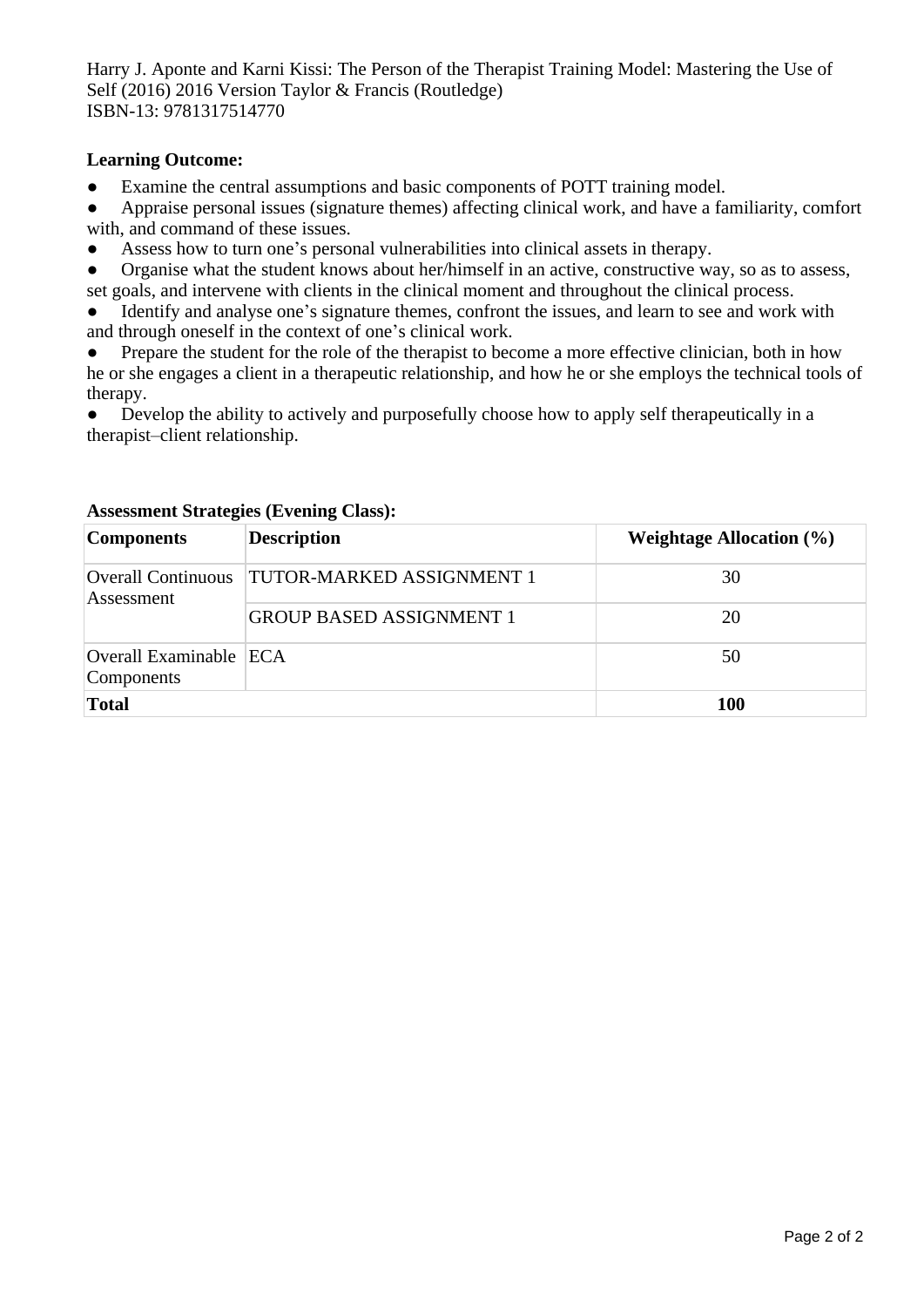Harry J. Aponte and Karni Kissi: The Person of the Therapist Training Model: Mastering the Use of Self (2016) 2016 Version Taylor & Francis (Routledge)
ISBN-13: 9781317514770

**Learning Outcome:**

- Examine the central assumptions and basic components of POTT training model.
- Appraise personal issues (signature themes) affecting clinical work, and have a familiarity, comfort with, and command of these issues.
- Assess how to turn one's personal vulnerabilities into clinical assets in therapy.
- Organise what the student knows about her/himself in an active, constructive way, so as to assess, set goals, and intervene with clients in the clinical moment and throughout the clinical process.
- Identify and analyse one's signature themes, confront the issues, and learn to see and work with and through oneself in the context of one's clinical work.
- Prepare the student for the role of the therapist to become a more effective clinician, both in how he or she engages a client in a therapeutic relationship, and how he or she employs the technical tools of therapy.
- Develop the ability to actively and purposefully choose how to apply self therapeutically in a therapist–client relationship.

**Assessment Strategies (Evening Class):**

| Components | Description | Weightage Allocation (%) |
|---|---|---|
| Overall Continuous Assessment | TUTOR-MARKED ASSIGNMENT 1 | 30 |
| | GROUP BASED ASSIGNMENT 1 | 20 |
| Overall Examinable Components | ECA | 50 |
| **Total** | | **100** |